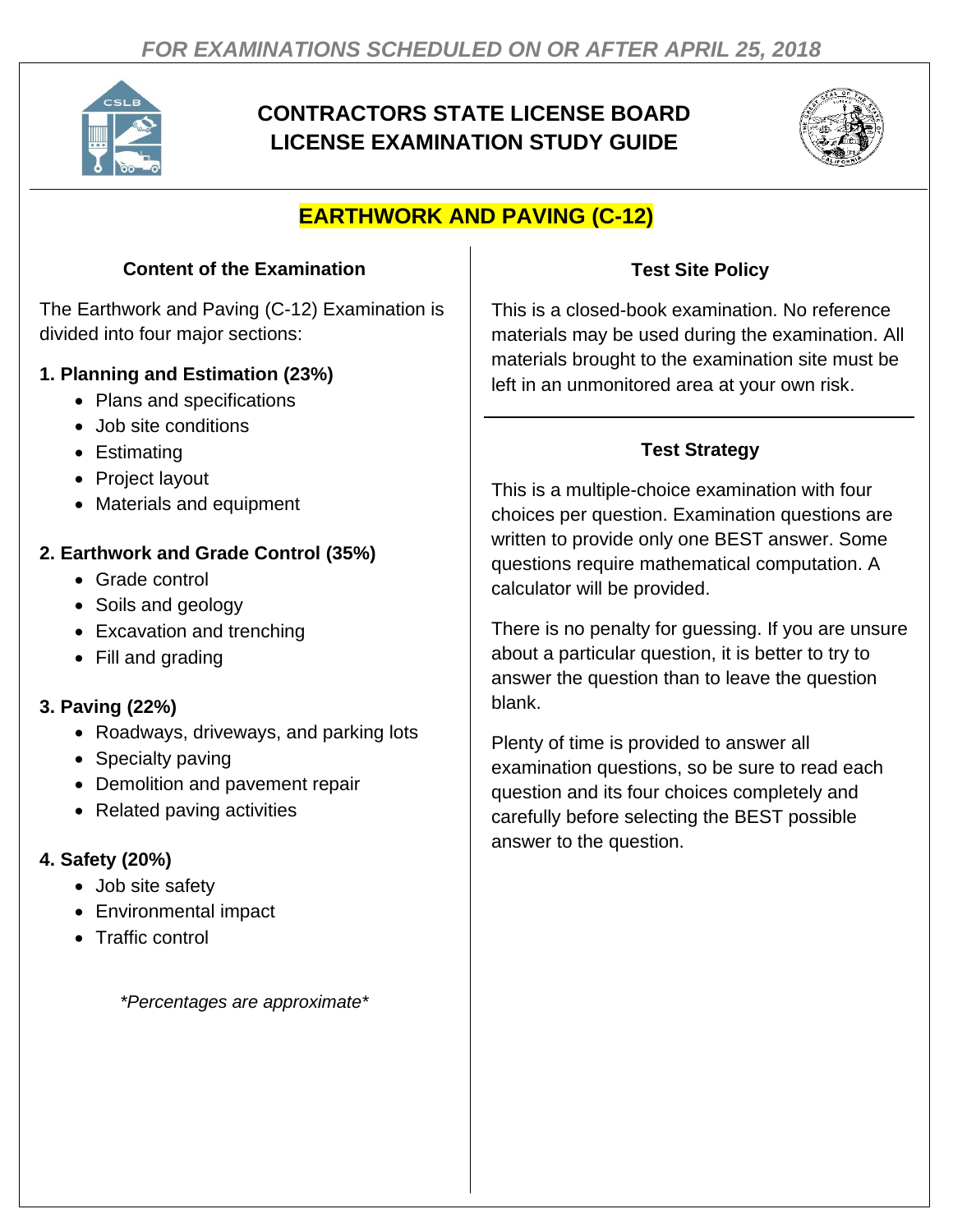*FOR EXAMINATIONS SCHEDULED ON OR AFTER APRIL 25, 2018*

# CONTRACTORS STATE LICENSE BOARD LICENSE EXAMINATION STUDY GUIDE

## EARTHWORK AND PAVING (C-12)

### Content of the Examination

The Earthwork and Paving (C-12) Examination is divided into four major sections:

**1. Planning and Estimation (23%)**

- Plans and specifications
- Job site conditions
- Estimating
- Project layout
- Materials and equipment

**2. Earthwork and Grade Control (35%)**

- Grade control
- Soils and geology
- Excavation and trenching
- Fill and grading

**3. Paving (22%)**

- Roadways, driveways, and parking lots
- Specialty paving
- Demolition and pavement repair
- Related paving activities

**4. Safety (20%)**

- Job site safety
- Environmental impact
- Traffic control

*\*Percentages are approximate\**

### Test Site Policy

This is a closed-book examination. No reference materials may be used during the examination. All materials brought to the examination site must be left in an unmonitored area at your own risk.

### Test Strategy

This is a multiple-choice examination with four choices per question. Examination questions are written to provide only one BEST answer. Some questions require mathematical computation. A calculator will be provided.

There is no penalty for guessing. If you are unsure about a particular question, it is better to try to answer the question than to leave the question blank.

Plenty of time is provided to answer all examination questions, so be sure to read each question and its four choices completely and carefully before selecting the BEST possible answer to the question.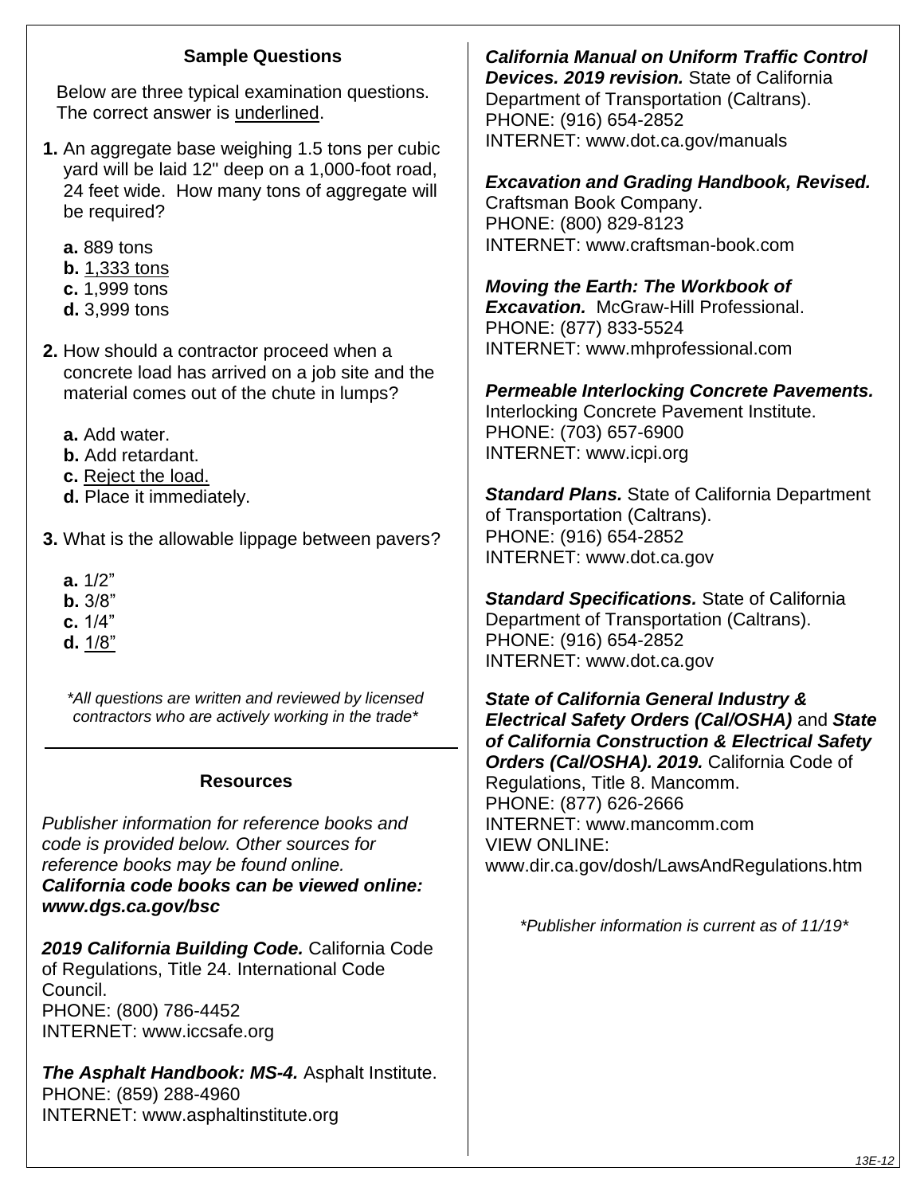## Sample Questions

Below are three typical examination questions. The correct answer is <u>underlined</u>.

**1.** An aggregate base weighing 1.5 tons per cubic yard will be laid 12" deep on a 1,000-foot road, 24 feet wide. How many tons of aggregate will be required?

**a.** 889 tons
**b.** <u>1,333 tons</u>
**c.** 1,999 tons
**d.** 3,999 tons

**2.** How should a contractor proceed when a concrete load has arrived on a job site and the material comes out of the chute in lumps?

**a.** Add water.
**b.** Add retardant.
**c.** <u>Reject the load.</u>
**d.** Place it immediately.

**3.** What is the allowable lippage between pavers?

**a.** 1/2”
**b.** 3/8”
**c.** 1/4”
**d.** <u>1/8”</u>

*\*All questions are written and reviewed by licensed contractors who are actively working in the trade\**

---

## Resources

*Publisher information for reference books and code is provided below. Other sources for reference books may be found online.*
***California code books can be viewed online: www.dgs.ca.gov/bsc***

***2019 California Building Code.*** California Code of Regulations, Title 24. International Code Council.
PHONE: (800) 786-4452
INTERNET: www.iccsafe.org

***The Asphalt Handbook: MS-4.*** Asphalt Institute.
PHONE: (859) 288-4960
INTERNET: www.asphaltinstitute.org

***California Manual on Uniform Traffic Control Devices. 2019 revision.*** State of California Department of Transportation (Caltrans).
PHONE: (916) 654-2852
INTERNET: www.dot.ca.gov/manuals

***Excavation and Grading Handbook, Revised.*** Craftsman Book Company.
PHONE: (800) 829-8123
INTERNET: www.craftsman-book.com

***Moving the Earth: The Workbook of Excavation.*** McGraw-Hill Professional.
PHONE: (877) 833-5524
INTERNET: www.mhprofessional.com

***Permeable Interlocking Concrete Pavements.*** Interlocking Concrete Pavement Institute.
PHONE: (703) 657-6900
INTERNET: www.icpi.org

***Standard Plans.*** State of California Department of Transportation (Caltrans).
PHONE: (916) 654-2852
INTERNET: www.dot.ca.gov

***Standard Specifications.*** State of California Department of Transportation (Caltrans).
PHONE: (916) 654-2852
INTERNET: www.dot.ca.gov

***State of California General Industry & Electrical Safety Orders (Cal/OSHA)*** and ***State of California Construction & Electrical Safety Orders (Cal/OSHA). 2019.*** California Code of Regulations, Title 8. Mancomm.
PHONE: (877) 626-2666
INTERNET: www.mancomm.com
VIEW ONLINE:
www.dir.ca.gov/dosh/LawsAndRegulations.htm

*\*Publisher information is current as of 11/19\**